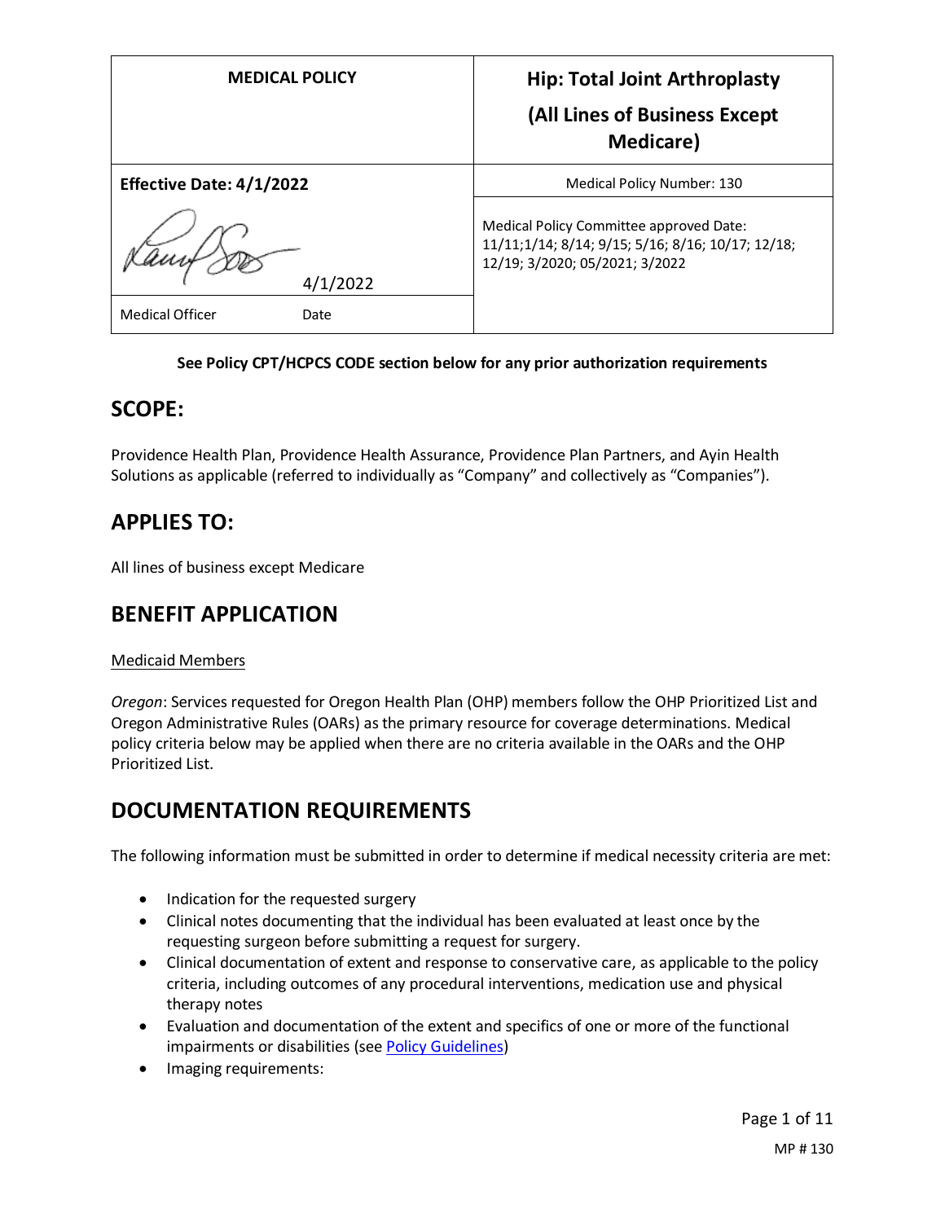| MEDICAL POLICY | Hip: Total Joint Arthroplasty (All Lines of Business Except Medicare) |
|---|---|
| **Effective Date: 4/1/2022** | Medical Policy Number: 130 |
| 4/1/2022 | Medical Policy Committee approved Date: 11/11;1/14; 8/14; 9/15; 5/16; 8/16; 10/17; 12/18; 12/19; 3/2020; 05/2021; 3/2022 |
| Medical Officer Date | |

**See Policy CPT/HCPCS CODE section below for any prior authorization requirements**

## SCOPE:

Providence Health Plan, Providence Health Assurance, Providence Plan Partners, and Ayin Health Solutions as applicable (referred to individually as "Company" and collectively as "Companies").

## APPLIES TO:

All lines of business except Medicare

## BENEFIT APPLICATION

Medicaid Members

*Oregon*: Services requested for Oregon Health Plan (OHP) members follow the OHP Prioritized List and Oregon Administrative Rules (OARs) as the primary resource for coverage determinations. Medical policy criteria below may be applied when there are no criteria available in the OARs and the OHP Prioritized List.

## DOCUMENTATION REQUIREMENTS

The following information must be submitted in order to determine if medical necessity criteria are met:

- Indication for the requested surgery
- Clinical notes documenting that the individual has been evaluated at least once by the requesting surgeon before submitting a request for surgery.
- Clinical documentation of extent and response to conservative care, as applicable to the policy criteria, including outcomes of any procedural interventions, medication use and physical therapy notes
- Evaluation and documentation of the extent and specifics of one or more of the functional impairments or disabilities (see Policy Guidelines)
- Imaging requirements: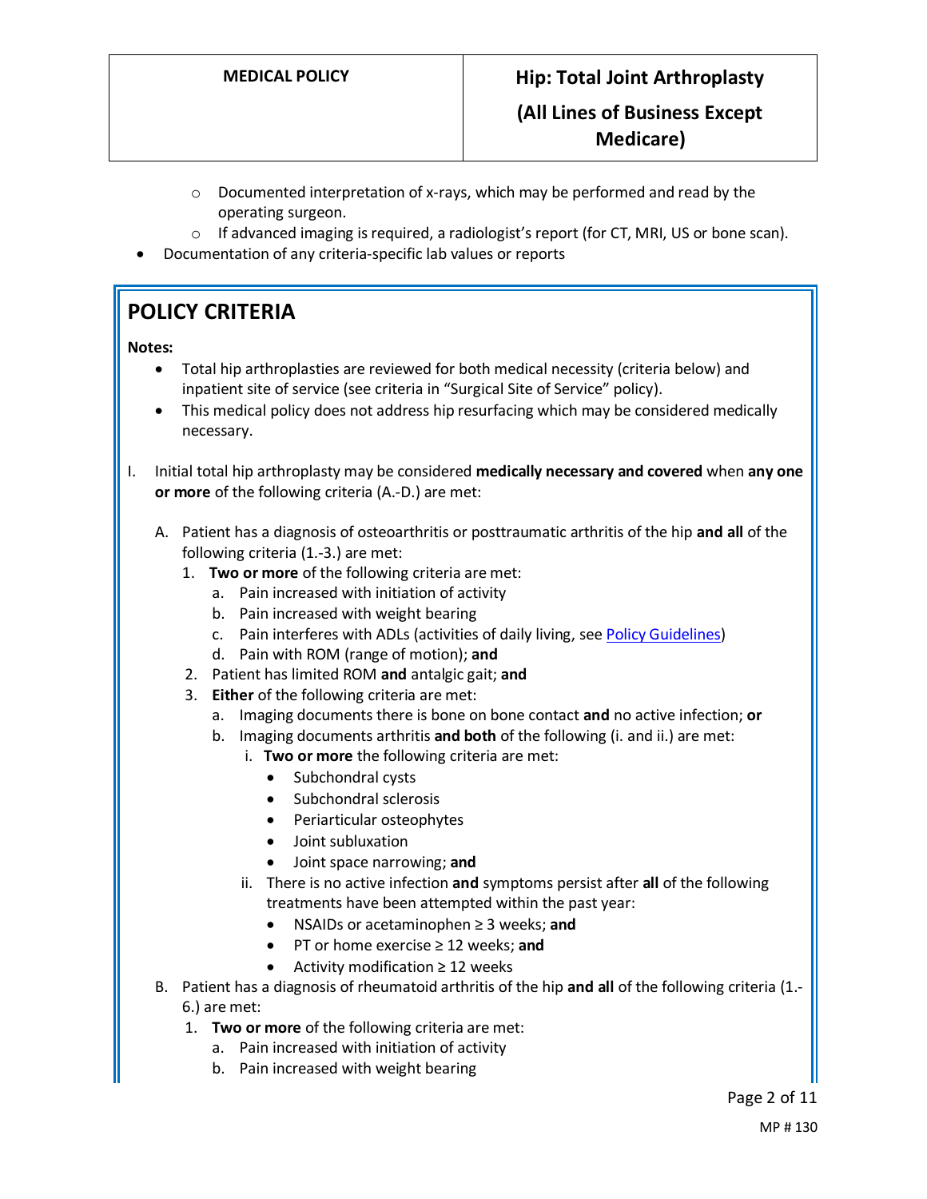- Documented interpretation of x-rays, which may be performed and read by the operating surgeon.
  - If advanced imaging is required, a radiologist's report (for CT, MRI, US or bone scan).
- Documentation of any criteria-specific lab values or reports

## POLICY CRITERIA

**Notes:**

- Total hip arthroplasties are reviewed for both medical necessity (criteria below) and inpatient site of service (see criteria in "Surgical Site of Service" policy).
- This medical policy does not address hip resurfacing which may be considered medically necessary.

I. Initial total hip arthroplasty may be considered **medically necessary and covered** when **any one or more** of the following criteria (A.-D.) are met:

   A. Patient has a diagnosis of osteoarthritis or posttraumatic arthritis of the hip **and all** of the following criteria (1.-3.) are met:
      1. **Two or more** of the following criteria are met:
         a. Pain increased with initiation of activity
         b. Pain increased with weight bearing
         c. Pain interferes with ADLs (activities of daily living, see Policy Guidelines)
         d. Pain with ROM (range of motion); **and**
      2. Patient has limited ROM **and** antalgic gait; **and**
      3. **Either** of the following criteria are met:
         a. Imaging documents there is bone on bone contact **and** no active infection; **or**
         b. Imaging documents arthritis **and both** of the following (i. and ii.) are met:
            i. **Two or more** the following criteria are met:
               - Subchondral cysts
               - Subchondral sclerosis
               - Periarticular osteophytes
               - Joint subluxation
               - Joint space narrowing; **and**
            ii. There is no active infection **and** symptoms persist after **all** of the following treatments have been attempted within the past year:
               - NSAIDs or acetaminophen ≥ 3 weeks; **and**
               - PT or home exercise ≥ 12 weeks; **and**
               - Activity modification ≥ 12 weeks

   B. Patient has a diagnosis of rheumatoid arthritis of the hip **and all** of the following criteria (1.-6.) are met:
      1. **Two or more** of the following criteria are met:
         a. Pain increased with initiation of activity
         b. Pain increased with weight bearing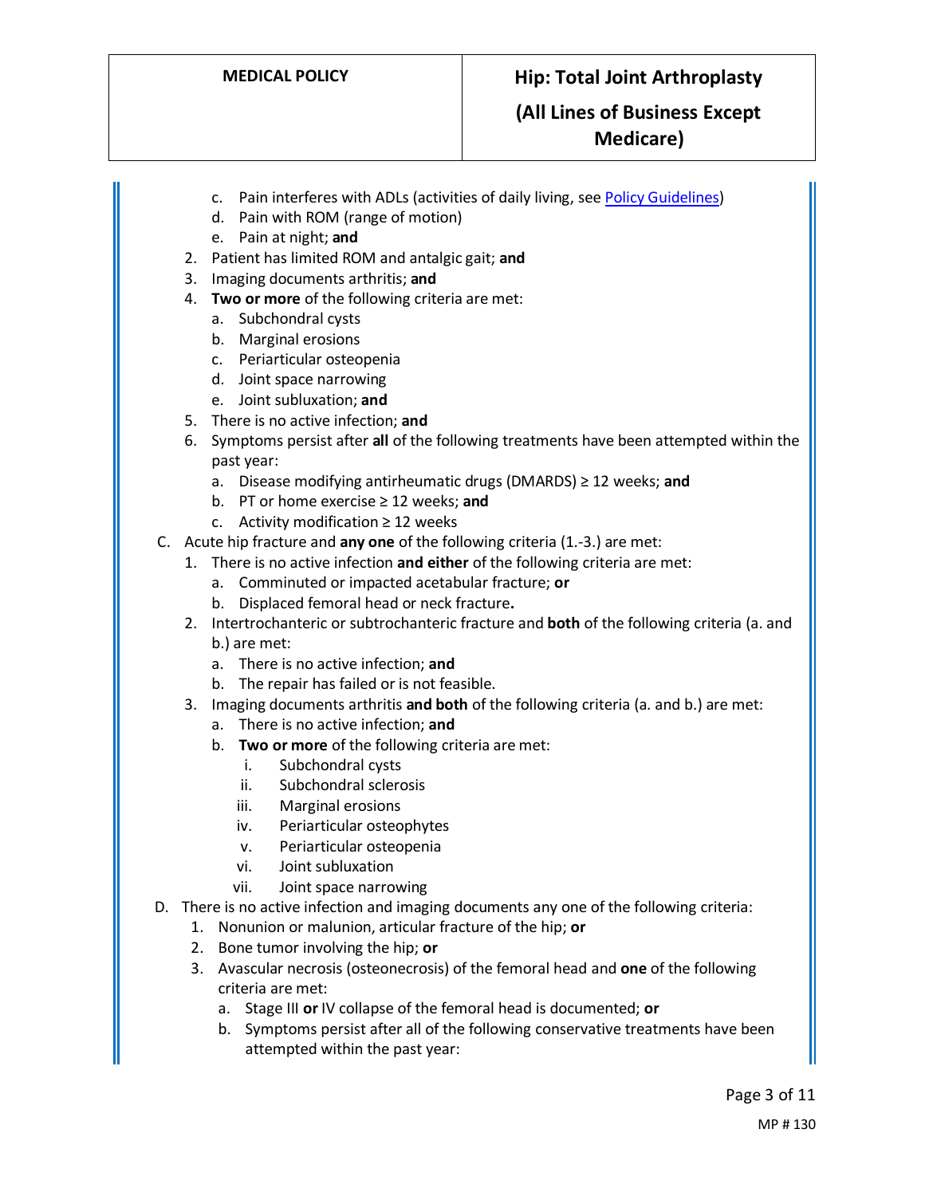c. Pain interferes with ADLs (activities of daily living, see Policy Guidelines)
   d. Pain with ROM (range of motion)
   e. Pain at night; **and**
2. Patient has limited ROM and antalgic gait; **and**
3. Imaging documents arthritis; **and**
4. **Two or more** of the following criteria are met:
   a. Subchondral cysts
   b. Marginal erosions
   c. Periarticular osteopenia
   d. Joint space narrowing
   e. Joint subluxation; **and**
5. There is no active infection; **and**
6. Symptoms persist after **all** of the following treatments have been attempted within the past year:
   a. Disease modifying antirheumatic drugs (DMARDS) ≥ 12 weeks; **and**
   b. PT or home exercise ≥ 12 weeks; **and**
   c. Activity modification ≥ 12 weeks

C. Acute hip fracture and **any one** of the following criteria (1.-3.) are met:
   1. There is no active infection **and either** of the following criteria are met:
      a. Comminuted or impacted acetabular fracture; **or**
      b. Displaced femoral head or neck fracture**.**
   2. Intertrochanteric or subtrochanteric fracture and **both** of the following criteria (a. and b.) are met:
      a. There is no active infection; **and**
      b. The repair has failed or is not feasible.
   3. Imaging documents arthritis **and both** of the following criteria (a. and b.) are met:
      a. There is no active infection; **and**
      b. **Two or more** of the following criteria are met:
         i. Subchondral cysts
         ii. Subchondral sclerosis
         iii. Marginal erosions
         iv. Periarticular osteophytes
         v. Periarticular osteopenia
         vi. Joint subluxation
         vii. Joint space narrowing

D. There is no active infection and imaging documents any one of the following criteria:
   1. Nonunion or malunion, articular fracture of the hip; **or**
   2. Bone tumor involving the hip; **or**
   3. Avascular necrosis (osteonecrosis) of the femoral head and **one** of the following criteria are met:
      a. Stage III **or** IV collapse of the femoral head is documented; **or**
      b. Symptoms persist after all of the following conservative treatments have been attempted within the past year: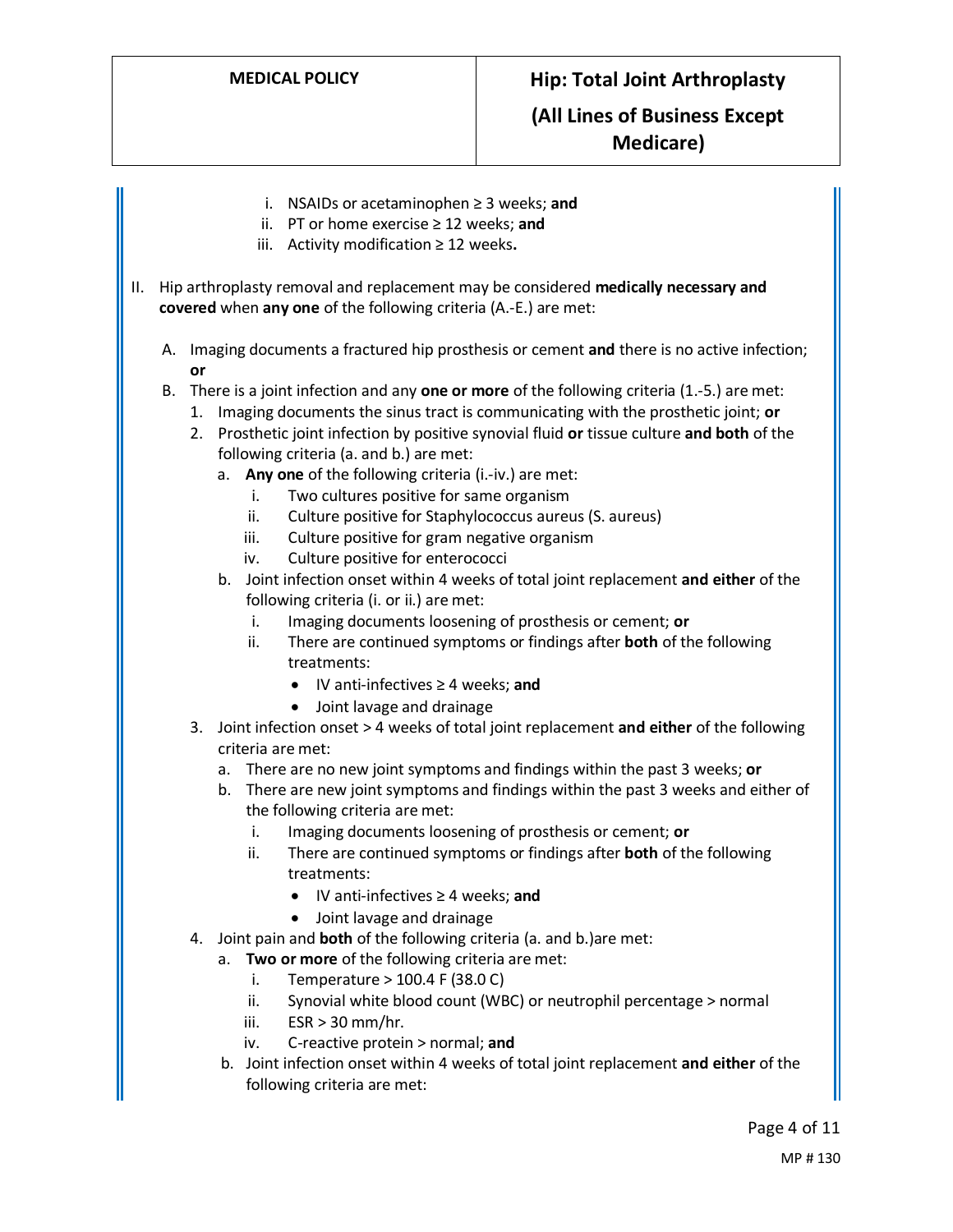i. NSAIDs or acetaminophen ≥ 3 weeks; **and**
ii. PT or home exercise ≥ 12 weeks; **and**
iii. Activity modification ≥ 12 weeks**.**

II. Hip arthroplasty removal and replacement may be considered **medically necessary and covered** when **any one** of the following criteria (A.-E.) are met:

A. Imaging documents a fractured hip prosthesis or cement **and** there is no active infection; **or**

B. There is a joint infection and any **one or more** of the following criteria (1.-5.) are met:

1. Imaging documents the sinus tract is communicating with the prosthetic joint; **or**
2. Prosthetic joint infection by positive synovial fluid **or** tissue culture **and both** of the following criteria (a. and b.) are met:
   a. **Any one** of the following criteria (i.-iv.) are met:
      i. Two cultures positive for same organism
      ii. Culture positive for Staphylococcus aureus (S. aureus)
      iii. Culture positive for gram negative organism
      iv. Culture positive for enterococci
   b. Joint infection onset within 4 weeks of total joint replacement **and either** of the following criteria (i. or ii.) are met:
      i. Imaging documents loosening of prosthesis or cement; **or**
      ii. There are continued symptoms or findings after **both** of the following treatments:
         - IV anti-infectives ≥ 4 weeks; **and**
         - Joint lavage and drainage
3. Joint infection onset > 4 weeks of total joint replacement **and either** of the following criteria are met:
   a. There are no new joint symptoms and findings within the past 3 weeks; **or**
   b. There are new joint symptoms and findings within the past 3 weeks and either of the following criteria are met:
      i. Imaging documents loosening of prosthesis or cement; **or**
      ii. There are continued symptoms or findings after **both** of the following treatments:
         - IV anti-infectives ≥ 4 weeks; **and**
         - Joint lavage and drainage
4. Joint pain and **both** of the following criteria (a. and b.)are met:
   a. **Two or more** of the following criteria are met:
      i. Temperature > 100.4 F (38.0 C)
      ii. Synovial white blood count (WBC) or neutrophil percentage > normal
      iii. ESR > 30 mm/hr.
      iv. C-reactive protein > normal; **and**
   b. Joint infection onset within 4 weeks of total joint replacement **and either** of the following criteria are met: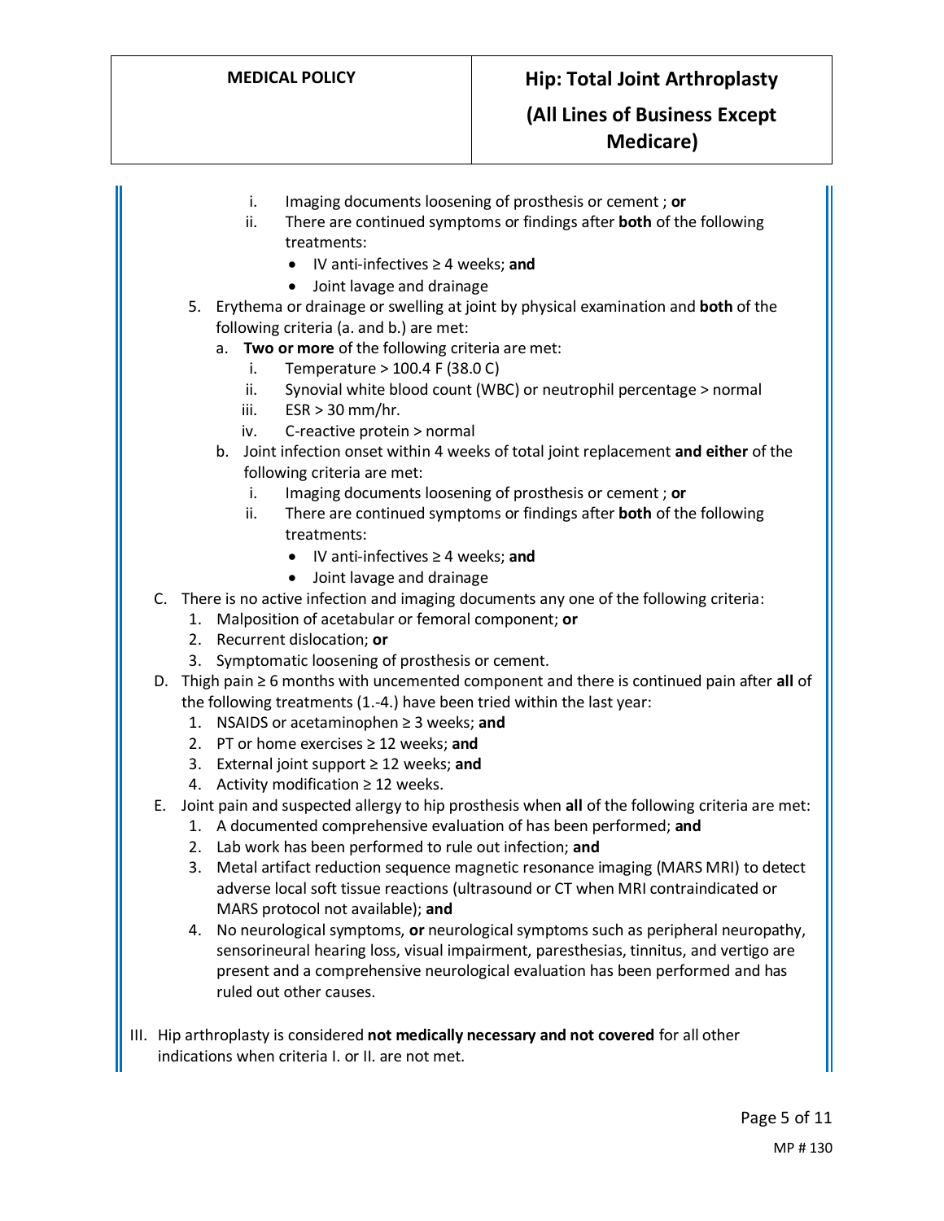i. Imaging documents loosening of prosthesis or cement ; **or**
        ii. There are continued symptoms or findings after **both** of the following treatments:
            - IV anti-infectives ≥ 4 weeks; **and**
            - Joint lavage and drainage

    5. Erythema or drainage or swelling at joint by physical examination and **both** of the following criteria (a. and b.) are met:
        a. **Two or more** of the following criteria are met:
            i. Temperature > 100.4 F (38.0 C)
            ii. Synovial white blood count (WBC) or neutrophil percentage > normal
            iii. ESR > 30 mm/hr.
            iv. C-reactive protein > normal
        b. Joint infection onset within 4 weeks of total joint replacement **and either** of the following criteria are met:
            i. Imaging documents loosening of prosthesis or cement ; **or**
            ii. There are continued symptoms or findings after **both** of the following treatments:
                - IV anti-infectives ≥ 4 weeks; **and**
                - Joint lavage and drainage

C. There is no active infection and imaging documents any one of the following criteria:
    1. Malposition of acetabular or femoral component; **or**
    2. Recurrent dislocation; **or**
    3. Symptomatic loosening of prosthesis or cement.

D. Thigh pain ≥ 6 months with uncemented component and there is continued pain after **all** of the following treatments (1.-4.) have been tried within the last year:
    1. NSAIDS or acetaminophen ≥ 3 weeks; **and**
    2. PT or home exercises ≥ 12 weeks; **and**
    3. External joint support ≥ 12 weeks; **and**
    4. Activity modification ≥ 12 weeks.

E. Joint pain and suspected allergy to hip prosthesis when **all** of the following criteria are met:
    1. A documented comprehensive evaluation of has been performed; **and**
    2. Lab work has been performed to rule out infection; **and**
    3. Metal artifact reduction sequence magnetic resonance imaging (MARS MRI) to detect adverse local soft tissue reactions (ultrasound or CT when MRI contraindicated or MARS protocol not available); **and**
    4. No neurological symptoms, **or** neurological symptoms such as peripheral neuropathy, sensorineural hearing loss, visual impairment, paresthesias, tinnitus, and vertigo are present and a comprehensive neurological evaluation has been performed and has ruled out other causes.

III. Hip arthroplasty is considered **not medically necessary and not covered** for all other indications when criteria I. or II. are not met.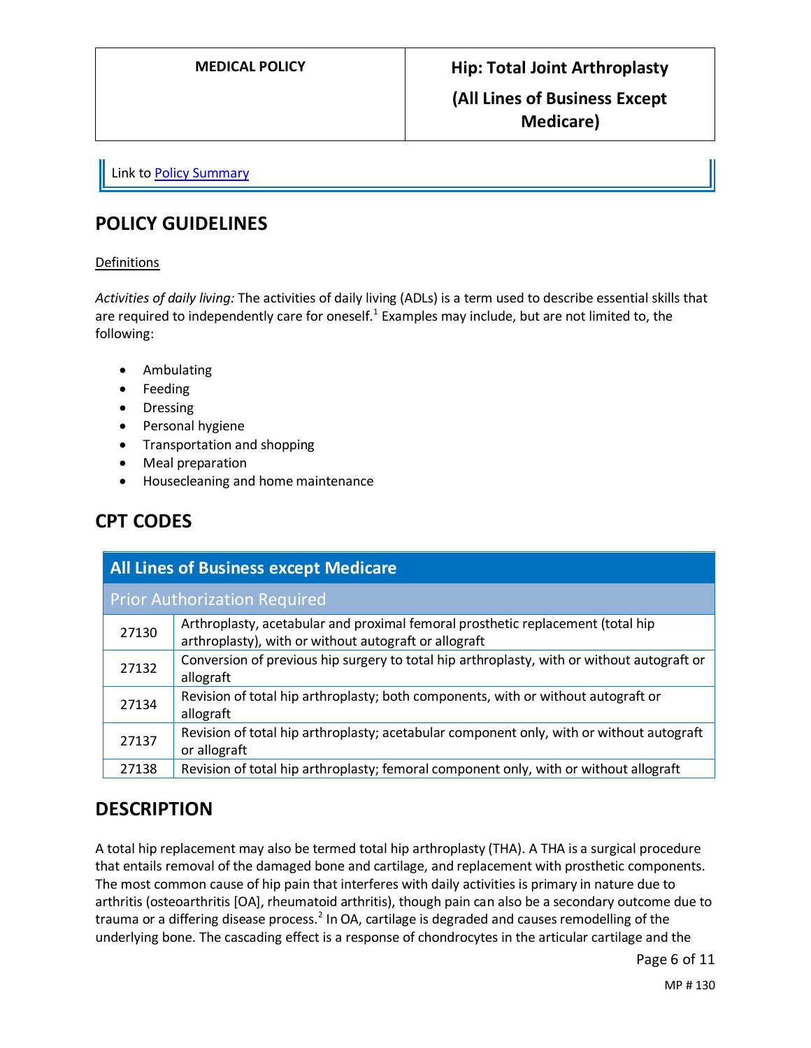| MEDICAL POLICY | Hip: Total Joint Arthroplasty (All Lines of Business Except Medicare) |
|---|---|

Link to [Policy Summary](#)

## POLICY GUIDELINES

Definitions

*Activities of daily living:* The activities of daily living (ADLs) is a term used to describe essential skills that are required to independently care for oneself.[1] Examples may include, but are not limited to, the following:

- Ambulating
- Feeding
- Dressing
- Personal hygiene
- Transportation and shopping
- Meal preparation
- Housecleaning and home maintenance

## CPT CODES

| All Lines of Business except Medicare | |
|---|---|
| **Prior Authorization Required** | |
| 27130 | Arthroplasty, acetabular and proximal femoral prosthetic replacement (total hip arthroplasty), with or without autograft or allograft |
| 27132 | Conversion of previous hip surgery to total hip arthroplasty, with or without autograft or allograft |
| 27134 | Revision of total hip arthroplasty; both components, with or without autograft or allograft |
| 27137 | Revision of total hip arthroplasty; acetabular component only, with or without autograft or allograft |
| 27138 | Revision of total hip arthroplasty; femoral component only, with or without allograft |

## DESCRIPTION

A total hip replacement may also be termed total hip arthroplasty (THA). A THA is a surgical procedure that entails removal of the damaged bone and cartilage, and replacement with prosthetic components. The most common cause of hip pain that interferes with daily activities is primary in nature due to arthritis (osteoarthritis [OA], rheumatoid arthritis), though pain can also be a secondary outcome due to trauma or a differing disease process.[2] In OA, cartilage is degraded and causes remodelling of the underlying bone. The cascading effect is a response of chondrocytes in the articular cartilage and the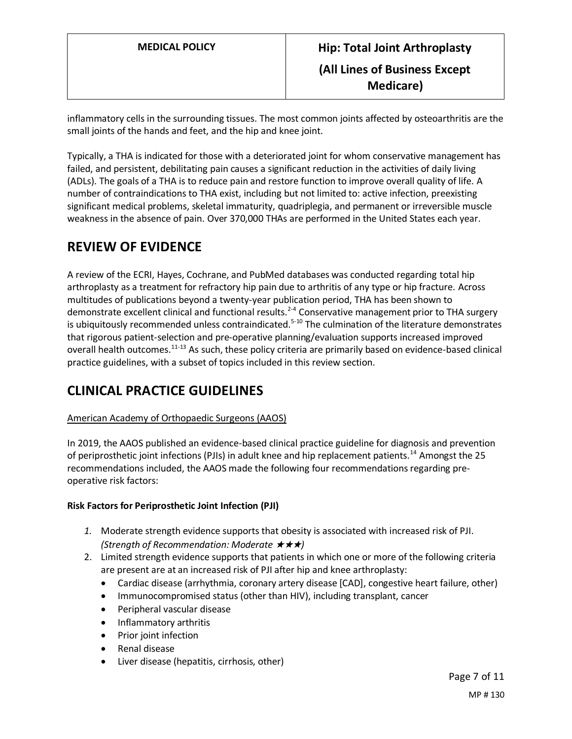inflammatory cells in the surrounding tissues. The most common joints affected by osteoarthritis are the small joints of the hands and feet, and the hip and knee joint.

Typically, a THA is indicated for those with a deteriorated joint for whom conservative management has failed, and persistent, debilitating pain causes a significant reduction in the activities of daily living (ADLs). The goals of a THA is to reduce pain and restore function to improve overall quality of life. A number of contraindications to THA exist, including but not limited to: active infection, preexisting significant medical problems, skeletal immaturity, quadriplegia, and permanent or irreversible muscle weakness in the absence of pain. Over 370,000 THAs are performed in the United States each year.

# REVIEW OF EVIDENCE

A review of the ECRI, Hayes, Cochrane, and PubMed databases was conducted regarding total hip arthroplasty as a treatment for refractory hip pain due to arthritis of any type or hip fracture. Across multitudes of publications beyond a twenty-year publication period, THA has been shown to demonstrate excellent clinical and functional results.[2-4] Conservative management prior to THA surgery is ubiquitously recommended unless contraindicated.[5-10] The culmination of the literature demonstrates that rigorous patient-selection and pre-operative planning/evaluation supports increased improved overall health outcomes.[11-13] As such, these policy criteria are primarily based on evidence-based clinical practice guidelines, with a subset of topics included in this review section.

# CLINICAL PRACTICE GUIDELINES

American Academy of Orthopaedic Surgeons (AAOS)

In 2019, the AAOS published an evidence-based clinical practice guideline for diagnosis and prevention of periprosthetic joint infections (PJIs) in adult knee and hip replacement patients.[14] Amongst the 25 recommendations included, the AAOS made the following four recommendations regarding pre-operative risk factors:

**Risk Factors for Periprosthetic Joint Infection (PJI)**

1. Moderate strength evidence supports that obesity is associated with increased risk of PJI. *(Strength of Recommendation: Moderate ★★★)*
2. Limited strength evidence supports that patients in which one or more of the following criteria are present are at an increased risk of PJI after hip and knee arthroplasty:
   - Cardiac disease (arrhythmia, coronary artery disease [CAD], congestive heart failure, other)
   - Immunocompromised status (other than HIV), including transplant, cancer
   - Peripheral vascular disease
   - Inflammatory arthritis
   - Prior joint infection
   - Renal disease
   - Liver disease (hepatitis, cirrhosis, other)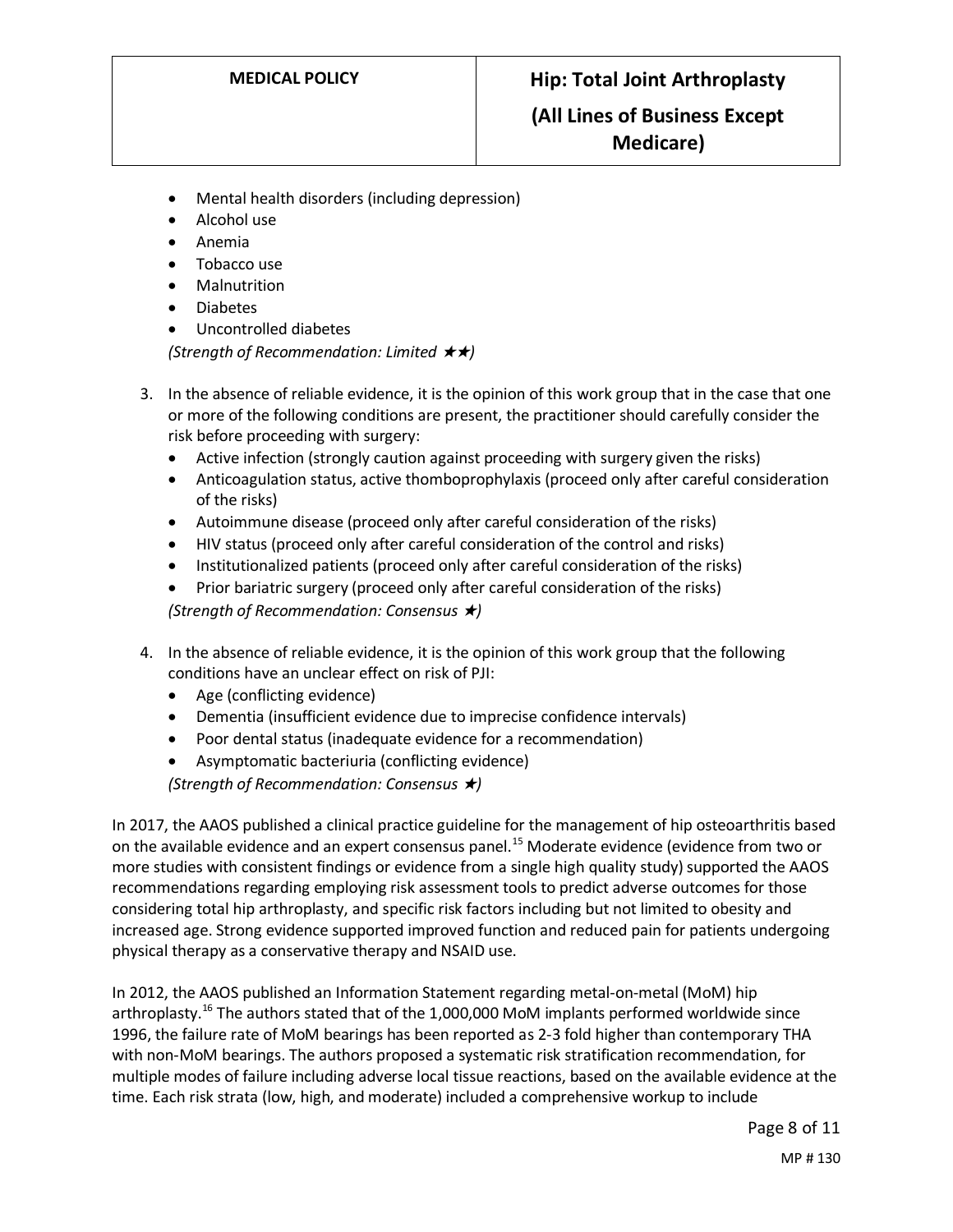- Mental health disorders (including depression)
- Alcohol use
- Anemia
- Tobacco use
- Malnutrition
- Diabetes
- Uncontrolled diabetes

*(Strength of Recommendation: Limited ★★)*

3. In the absence of reliable evidence, it is the opinion of this work group that in the case that one or more of the following conditions are present, the practitioner should carefully consider the risk before proceeding with surgery:
   - Active infection (strongly caution against proceeding with surgery given the risks)
   - Anticoagulation status, active thomboprophylaxis (proceed only after careful consideration of the risks)
   - Autoimmune disease (proceed only after careful consideration of the risks)
   - HIV status (proceed only after careful consideration of the control and risks)
   - Institutionalized patients (proceed only after careful consideration of the risks)
   - Prior bariatric surgery (proceed only after careful consideration of the risks)

   *(Strength of Recommendation: Consensus ★)*

4. In the absence of reliable evidence, it is the opinion of this work group that the following conditions have an unclear effect on risk of PJI:
   - Age (conflicting evidence)
   - Dementia (insufficient evidence due to imprecise confidence intervals)
   - Poor dental status (inadequate evidence for a recommendation)
   - Asymptomatic bacteriuria (conflicting evidence)

   *(Strength of Recommendation: Consensus ★)*

In 2017, the AAOS published a clinical practice guideline for the management of hip osteoarthritis based on the available evidence and an expert consensus panel.[15] Moderate evidence (evidence from two or more studies with consistent findings or evidence from a single high quality study) supported the AAOS recommendations regarding employing risk assessment tools to predict adverse outcomes for those considering total hip arthroplasty, and specific risk factors including but not limited to obesity and increased age. Strong evidence supported improved function and reduced pain for patients undergoing physical therapy as a conservative therapy and NSAID use.

In 2012, the AAOS published an Information Statement regarding metal-on-metal (MoM) hip arthroplasty.[16] The authors stated that of the 1,000,000 MoM implants performed worldwide since 1996, the failure rate of MoM bearings has been reported as 2-3 fold higher than contemporary THA with non-MoM bearings. The authors proposed a systematic risk stratification recommendation, for multiple modes of failure including adverse local tissue reactions, based on the available evidence at the time. Each risk strata (low, high, and moderate) included a comprehensive workup to include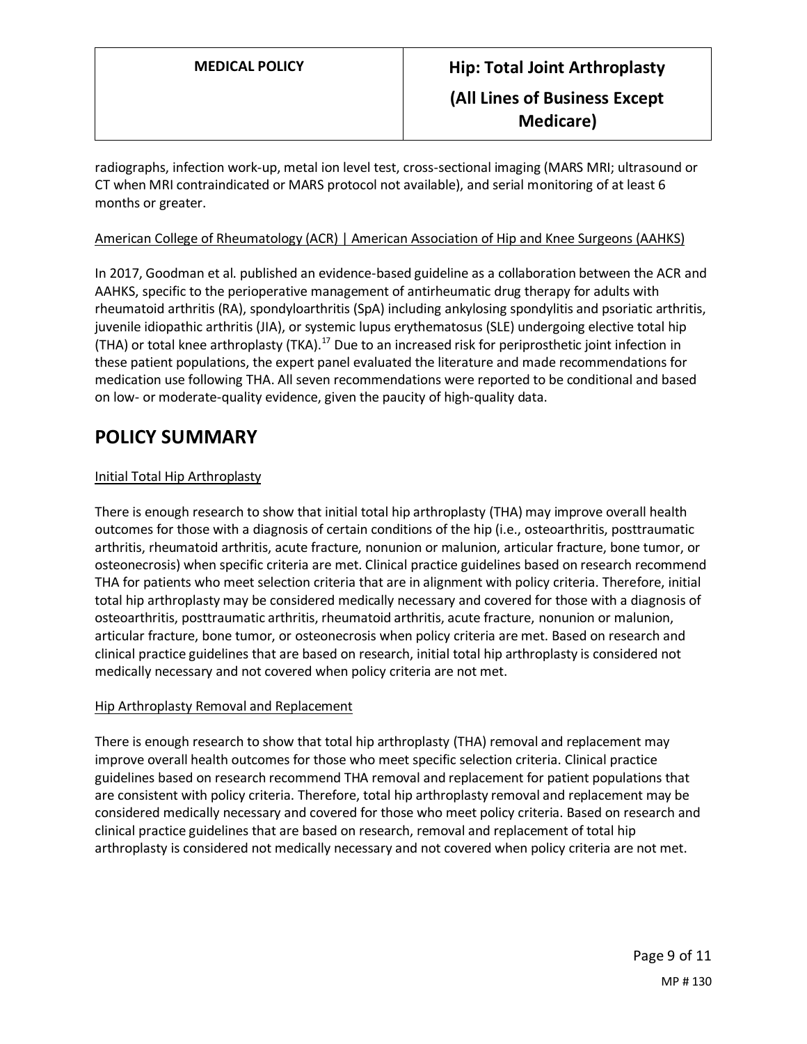radiographs, infection work-up, metal ion level test, cross-sectional imaging (MARS MRI; ultrasound or CT when MRI contraindicated or MARS protocol not available), and serial monitoring of at least 6 months or greater.

American College of Rheumatology (ACR) | American Association of Hip and Knee Surgeons (AAHKS)

In 2017, Goodman et al. published an evidence-based guideline as a collaboration between the ACR and AAHKS, specific to the perioperative management of antirheumatic drug therapy for adults with rheumatoid arthritis (RA), spondyloarthritis (SpA) including ankylosing spondylitis and psoriatic arthritis, juvenile idiopathic arthritis (JIA), or systemic lupus erythematosus (SLE) undergoing elective total hip (THA) or total knee arthroplasty (TKA).[17] Due to an increased risk for periprosthetic joint infection in these patient populations, the expert panel evaluated the literature and made recommendations for medication use following THA. All seven recommendations were reported to be conditional and based on low- or moderate-quality evidence, given the paucity of high-quality data.

## POLICY SUMMARY

Initial Total Hip Arthroplasty

There is enough research to show that initial total hip arthroplasty (THA) may improve overall health outcomes for those with a diagnosis of certain conditions of the hip (i.e., osteoarthritis, posttraumatic arthritis, rheumatoid arthritis, acute fracture, nonunion or malunion, articular fracture, bone tumor, or osteonecrosis) when specific criteria are met. Clinical practice guidelines based on research recommend THA for patients who meet selection criteria that are in alignment with policy criteria. Therefore, initial total hip arthroplasty may be considered medically necessary and covered for those with a diagnosis of osteoarthritis, posttraumatic arthritis, rheumatoid arthritis, acute fracture, nonunion or malunion, articular fracture, bone tumor, or osteonecrosis when policy criteria are met. Based on research and clinical practice guidelines that are based on research, initial total hip arthroplasty is considered not medically necessary and not covered when policy criteria are not met.

Hip Arthroplasty Removal and Replacement

There is enough research to show that total hip arthroplasty (THA) removal and replacement may improve overall health outcomes for those who meet specific selection criteria. Clinical practice guidelines based on research recommend THA removal and replacement for patient populations that are consistent with policy criteria. Therefore, total hip arthroplasty removal and replacement may be considered medically necessary and covered for those who meet policy criteria. Based on research and clinical practice guidelines that are based on research, removal and replacement of total hip arthroplasty is considered not medically necessary and not covered when policy criteria are not met.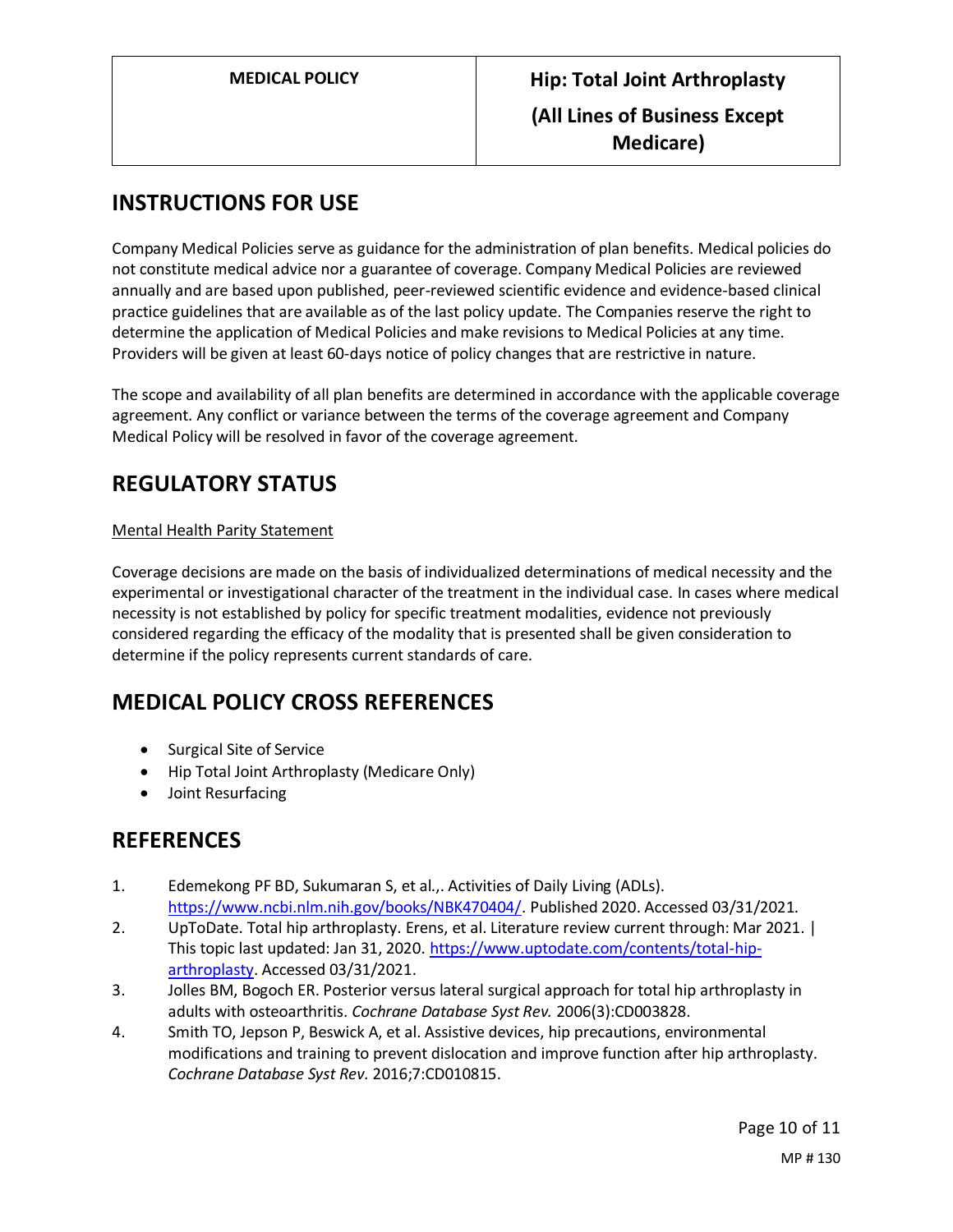| MEDICAL POLICY | Hip: Total Joint Arthroplasty (All Lines of Business Except Medicare) |
| --- | --- |

## INSTRUCTIONS FOR USE

Company Medical Policies serve as guidance for the administration of plan benefits. Medical policies do not constitute medical advice nor a guarantee of coverage. Company Medical Policies are reviewed annually and are based upon published, peer-reviewed scientific evidence and evidence-based clinical practice guidelines that are available as of the last policy update. The Companies reserve the right to determine the application of Medical Policies and make revisions to Medical Policies at any time. Providers will be given at least 60-days notice of policy changes that are restrictive in nature.

The scope and availability of all plan benefits are determined in accordance with the applicable coverage agreement. Any conflict or variance between the terms of the coverage agreement and Company Medical Policy will be resolved in favor of the coverage agreement.

## REGULATORY STATUS

Mental Health Parity Statement

Coverage decisions are made on the basis of individualized determinations of medical necessity and the experimental or investigational character of the treatment in the individual case. In cases where medical necessity is not established by policy for specific treatment modalities, evidence not previously considered regarding the efficacy of the modality that is presented shall be given consideration to determine if the policy represents current standards of care.

## MEDICAL POLICY CROSS REFERENCES

- Surgical Site of Service
- Hip Total Joint Arthroplasty (Medicare Only)
- Joint Resurfacing

## REFERENCES

1. Edemekong PF BD, Sukumaran S, et al.,. Activities of Daily Living (ADLs). https://www.ncbi.nlm.nih.gov/books/NBK470404/. Published 2020. Accessed 03/31/2021.
2. UpToDate. Total hip arthroplasty. Erens, et al. Literature review current through: Mar 2021. | This topic last updated: Jan 31, 2020. https://www.uptodate.com/contents/total-hip-arthroplasty. Accessed 03/31/2021.
3. Jolles BM, Bogoch ER. Posterior versus lateral surgical approach for total hip arthroplasty in adults with osteoarthritis. *Cochrane Database Syst Rev.* 2006(3):CD003828.
4. Smith TO, Jepson P, Beswick A, et al. Assistive devices, hip precautions, environmental modifications and training to prevent dislocation and improve function after hip arthroplasty. *Cochrane Database Syst Rev.* 2016;7:CD010815.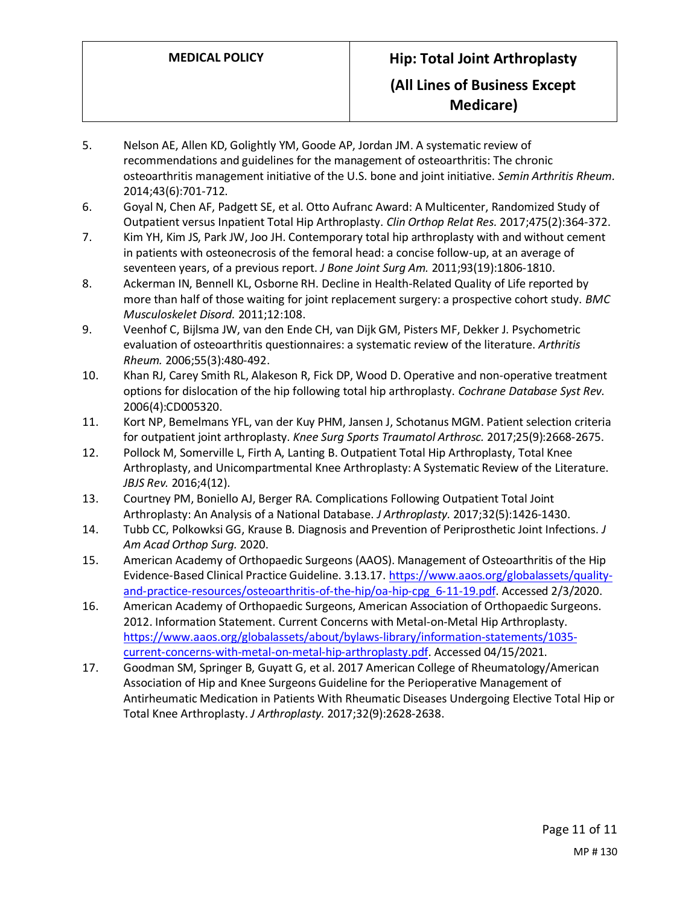5. Nelson AE, Allen KD, Golightly YM, Goode AP, Jordan JM. A systematic review of recommendations and guidelines for the management of osteoarthritis: The chronic osteoarthritis management initiative of the U.S. bone and joint initiative. *Semin Arthritis Rheum.* 2014;43(6):701-712.
6. Goyal N, Chen AF, Padgett SE, et al. Otto Aufranc Award: A Multicenter, Randomized Study of Outpatient versus Inpatient Total Hip Arthroplasty. *Clin Orthop Relat Res.* 2017;475(2):364-372.
7. Kim YH, Kim JS, Park JW, Joo JH. Contemporary total hip arthroplasty with and without cement in patients with osteonecrosis of the femoral head: a concise follow-up, at an average of seventeen years, of a previous report. *J Bone Joint Surg Am.* 2011;93(19):1806-1810.
8. Ackerman IN, Bennell KL, Osborne RH. Decline in Health-Related Quality of Life reported by more than half of those waiting for joint replacement surgery: a prospective cohort study. *BMC Musculoskelet Disord.* 2011;12:108.
9. Veenhof C, Bijlsma JW, van den Ende CH, van Dijk GM, Pisters MF, Dekker J. Psychometric evaluation of osteoarthritis questionnaires: a systematic review of the literature. *Arthritis Rheum.* 2006;55(3):480-492.
10. Khan RJ, Carey Smith RL, Alakeson R, Fick DP, Wood D. Operative and non-operative treatment options for dislocation of the hip following total hip arthroplasty. *Cochrane Database Syst Rev.* 2006(4):CD005320.
11. Kort NP, Bemelmans YFL, van der Kuy PHM, Jansen J, Schotanus MGM. Patient selection criteria for outpatient joint arthroplasty. *Knee Surg Sports Traumatol Arthrosc.* 2017;25(9):2668-2675.
12. Pollock M, Somerville L, Firth A, Lanting B. Outpatient Total Hip Arthroplasty, Total Knee Arthroplasty, and Unicompartmental Knee Arthroplasty: A Systematic Review of the Literature. *JBJS Rev.* 2016;4(12).
13. Courtney PM, Boniello AJ, Berger RA. Complications Following Outpatient Total Joint Arthroplasty: An Analysis of a National Database. *J Arthroplasty.* 2017;32(5):1426-1430.
14. Tubb CC, Polkowksi GG, Krause B. Diagnosis and Prevention of Periprosthetic Joint Infections. *J Am Acad Orthop Surg.* 2020.
15. American Academy of Orthopaedic Surgeons (AAOS). Management of Osteoarthritis of the Hip Evidence-Based Clinical Practice Guideline. 3.13.17. [https://www.aaos.org/globalassets/quality-and-practice-resources/osteoarthritis-of-the-hip/oa-hip-cpg_6-11-19.pdf](https://www.aaos.org/globalassets/quality-and-practice-resources/osteoarthritis-of-the-hip/oa-hip-cpg_6-11-19.pdf). Accessed 2/3/2020.
16. American Academy of Orthopaedic Surgeons, American Association of Orthopaedic Surgeons. 2012. Information Statement. Current Concerns with Metal-on-Metal Hip Arthroplasty. [https://www.aaos.org/globalassets/about/bylaws-library/information-statements/1035-current-concerns-with-metal-on-metal-hip-arthroplasty.pdf](https://www.aaos.org/globalassets/about/bylaws-library/information-statements/1035-current-concerns-with-metal-on-metal-hip-arthroplasty.pdf). Accessed 04/15/2021.
17. Goodman SM, Springer B, Guyatt G, et al. 2017 American College of Rheumatology/American Association of Hip and Knee Surgeons Guideline for the Perioperative Management of Antirheumatic Medication in Patients With Rheumatic Diseases Undergoing Elective Total Hip or Total Knee Arthroplasty. *J Arthroplasty.* 2017;32(9):2628-2638.